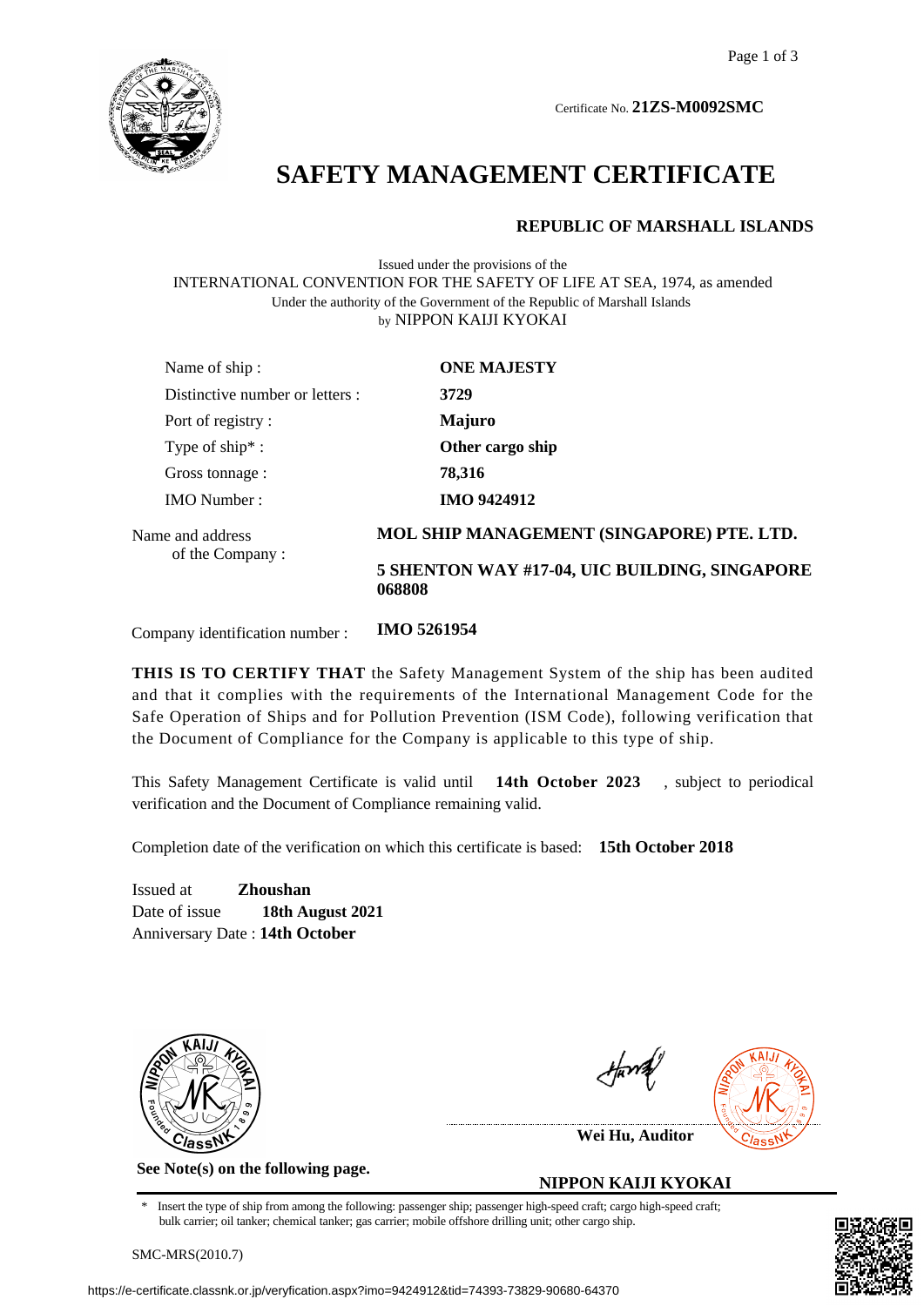Certificate No. **21ZS-M0092SMC**

# SAFETY MANAGEMENT CERTIFICATE

**REPUBLIC OF MARSHALL ISLANDS**

Issued under the provisions of the
INTERNATIONAL CONVENTION FOR THE SAFETY OF LIFE AT SEA, 1974, as amended
Under the authority of the Government of the Republic of Marshall Islands
by NIPPON KAIJI KYOKAI

| | |
|---|---|
| Name of ship : | **ONE MAJESTY** |
| Distinctive number or letters : | **3729** |
| Port of registry : | **Majuro** |
| Type of ship* : | **Other cargo ship** |
| Gross tonnage : | **78,316** |
| IMO Number : | **IMO 9424912** |

Name and address of the Company : **MOL SHIP MANAGEMENT (SINGAPORE) PTE. LTD.**

**5 SHENTON WAY #17-04, UIC BUILDING, SINGAPORE 068808**

Company identification number : **IMO 5261954**

**THIS IS TO CERTIFY THAT** the Safety Management System of the ship has been audited and that it complies with the requirements of the International Management Code for the Safe Operation of Ships and for Pollution Prevention (ISM Code), following verification that the Document of Compliance for the Company is applicable to this type of ship.

This Safety Management Certificate is valid until **14th October 2023** , subject to periodical verification and the Document of Compliance remaining valid.

Completion date of the verification on which this certificate is based: **15th October 2018**

Issued at **Zhoushan**
Date of issue **18th August 2021**
Anniversary Date : **14th October**

**See Note(s) on the following page.**

**Wei Hu, Auditor**

**NIPPON KAIJI KYOKAI**

\* Insert the type of ship from among the following: passenger ship; passenger high-speed craft; cargo high-speed craft; bulk carrier; oil tanker; chemical tanker; gas carrier; mobile offshore drilling unit; other cargo ship.

SMC-MRS(2010.7)

https://e-certificate.classnk.or.jp/veryfication.aspx?imo=9424912&tid=74393-73829-90680-64370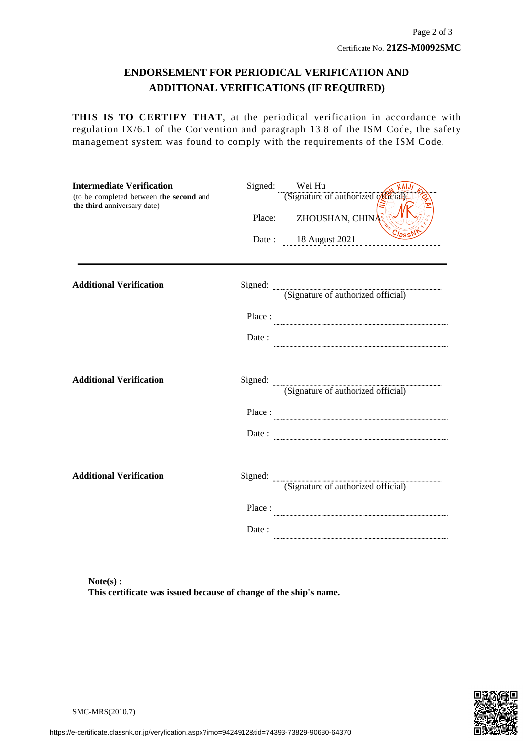Certificate No. **21ZS-M0092SMC**

## ENDORSEMENT FOR PERIODICAL VERIFICATION AND ADDITIONAL VERIFICATIONS (IF REQUIRED)

**THIS IS TO CERTIFY THAT**, at the periodical verification in accordance with regulation IX/6.1 of the Convention and paragraph 13.8 of the ISM Code, the safety management system was found to comply with the requirements of the ISM Code.

**Intermediate Verification**
(to be completed between **the second** and **the third** anniversary date)

Signed: Wei Hu
(Signature of authorized official)

Place: ZHOUSHAN, CHINA

Date : 18 August 2021

---

**Additional Verification**

Signed: ..............................
(Signature of authorized official)

Place : ..............................

Date : ..............................

**Additional Verification**

Signed: ..............................
(Signature of authorized official)

Place : ..............................

Date : ..............................

**Additional Verification**

Signed: ..............................
(Signature of authorized official)

Place : ..............................

Date : ..............................

**Note(s) :**
**This certificate was issued because of change of the ship's name.**

SMC-MRS(2010.7)

https://e-certificate.classnk.or.jp/veryfication.aspx?imo=9424912&tid=74393-73829-90680-64370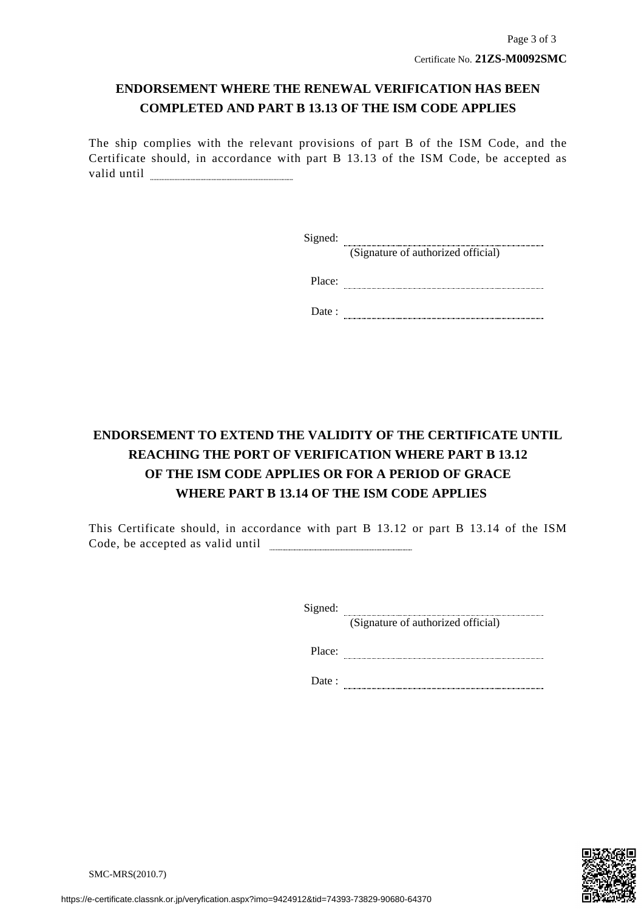Certificate No. **21ZS-M0092SMC**

## ENDORSEMENT WHERE THE RENEWAL VERIFICATION HAS BEEN COMPLETED AND PART B 13.13 OF THE ISM CODE APPLIES

The ship complies with the relevant provisions of part B of the ISM Code, and the Certificate should, in accordance with part B 13.13 of the ISM Code, be accepted as valid until ..............................

Signed: ..............................
(Signature of authorized official)

Place: ..............................

Date : ..............................

## ENDORSEMENT TO EXTEND THE VALIDITY OF THE CERTIFICATE UNTIL REACHING THE PORT OF VERIFICATION WHERE PART B 13.12 OF THE ISM CODE APPLIES OR FOR A PERIOD OF GRACE WHERE PART B 13.14 OF THE ISM CODE APPLIES

This Certificate should, in accordance with part B 13.12 or part B 13.14 of the ISM Code, be accepted as valid until ..............................

Signed: ..............................
(Signature of authorized official)

Place: ..............................

Date : ..............................

SMC-MRS(2010.7)

https://e-certificate.classnk.or.jp/veryfication.aspx?imo=9424912&tid=74393-73829-90680-64370